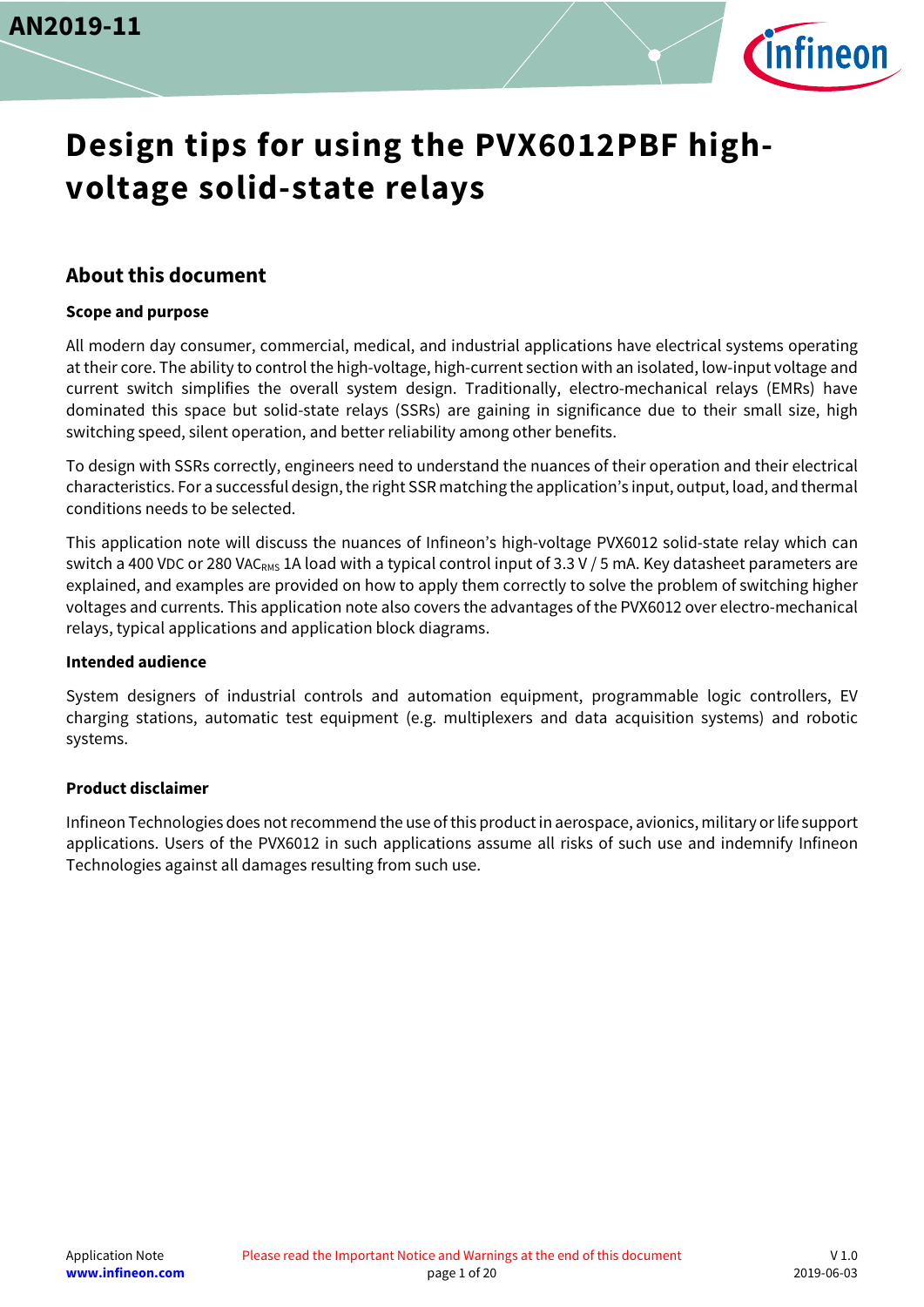# Design tips for using the PVX6012PBF high-voltage solid-state relays

## About this document

### Scope and purpose

All modern day consumer, commercial, medical, and industrial applications have electrical systems operating at their core. The ability to control the high-voltage, high-current section with an isolated, low-input voltage and current switch simplifies the overall system design. Traditionally, electro-mechanical relays (EMRs) have dominated this space but solid-state relays (SSRs) are gaining in significance due to their small size, high switching speed, silent operation, and better reliability among other benefits.

To design with SSRs correctly, engineers need to understand the nuances of their operation and their electrical characteristics. For a successful design, the right SSR matching the application's input, output, load, and thermal conditions needs to be selected.

This application note will discuss the nuances of Infineon's high-voltage PVX6012 solid-state relay which can switch a 400 VDC or 280 $VAC_{RMS}$ 1A load with a typical control input of 3.3 V / 5 mA. Key datasheet parameters are explained, and examples are provided on how to apply them correctly to solve the problem of switching higher voltages and currents. This application note also covers the advantages of the PVX6012 over electro-mechanical relays, typical applications and application block diagrams.

### Intended audience

System designers of industrial controls and automation equipment, programmable logic controllers, EV charging stations, automatic test equipment (e.g. multiplexers and data acquisition systems) and robotic systems.

### Product disclaimer

Infineon Technologies does not recommend the use of this product in aerospace, avionics, military or life support applications. Users of the PVX6012 in such applications assume all risks of such use and indemnify Infineon Technologies against all damages resulting from such use.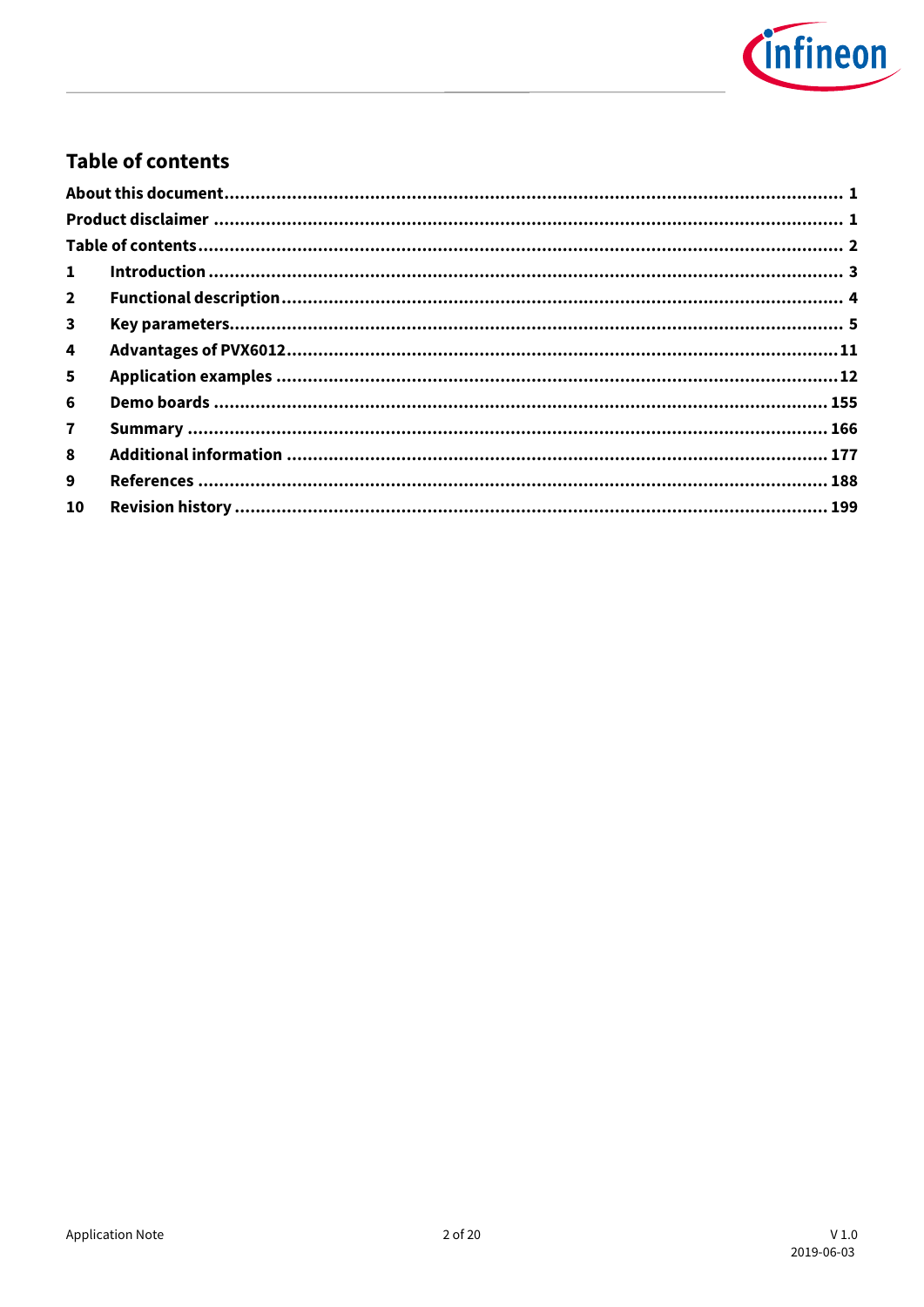## Table of contents

| | | |
|---|---|---|
| About this document | | 1 |
| Product disclaimer | | 1 |
| Table of contents | | 2 |
| 1 | Introduction | 3 |
| 2 | Functional description | 4 |
| 3 | Key parameters | 5 |
| 4 | Advantages of PVX6012 | 11 |
| 5 | Application examples | 12 |
| 6 | Demo boards | 155 |
| 7 | Summary | 166 |
| 8 | Additional information | 177 |
| 9 | References | 188 |
| 10 | Revision history | 199 |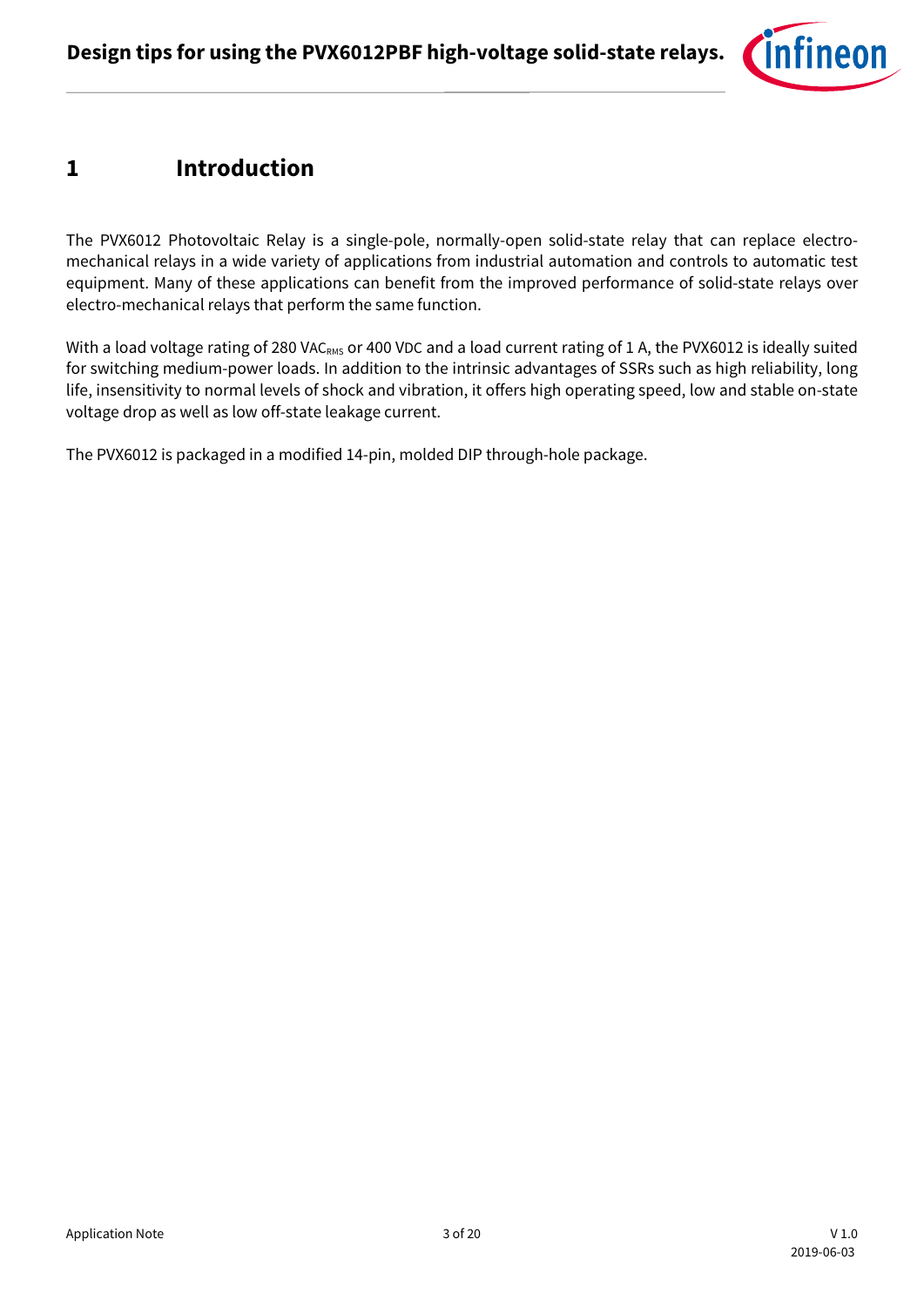# 1 Introduction

The PVX6012 Photovoltaic Relay is a single-pole, normally-open solid-state relay that can replace electro-mechanical relays in a wide variety of applications from industrial automation and controls to automatic test equipment. Many of these applications can benefit from the improved performance of solid-state relays over electro-mechanical relays that perform the same function.

With a load voltage rating of 280 $VAC_{RMS}$ or 400 VDC and a load current rating of 1 A, the PVX6012 is ideally suited for switching medium-power loads. In addition to the intrinsic advantages of SSRs such as high reliability, long life, insensitivity to normal levels of shock and vibration, it offers high operating speed, low and stable on-state voltage drop as well as low off-state leakage current.

The PVX6012 is packaged in a modified 14-pin, molded DIP through-hole package.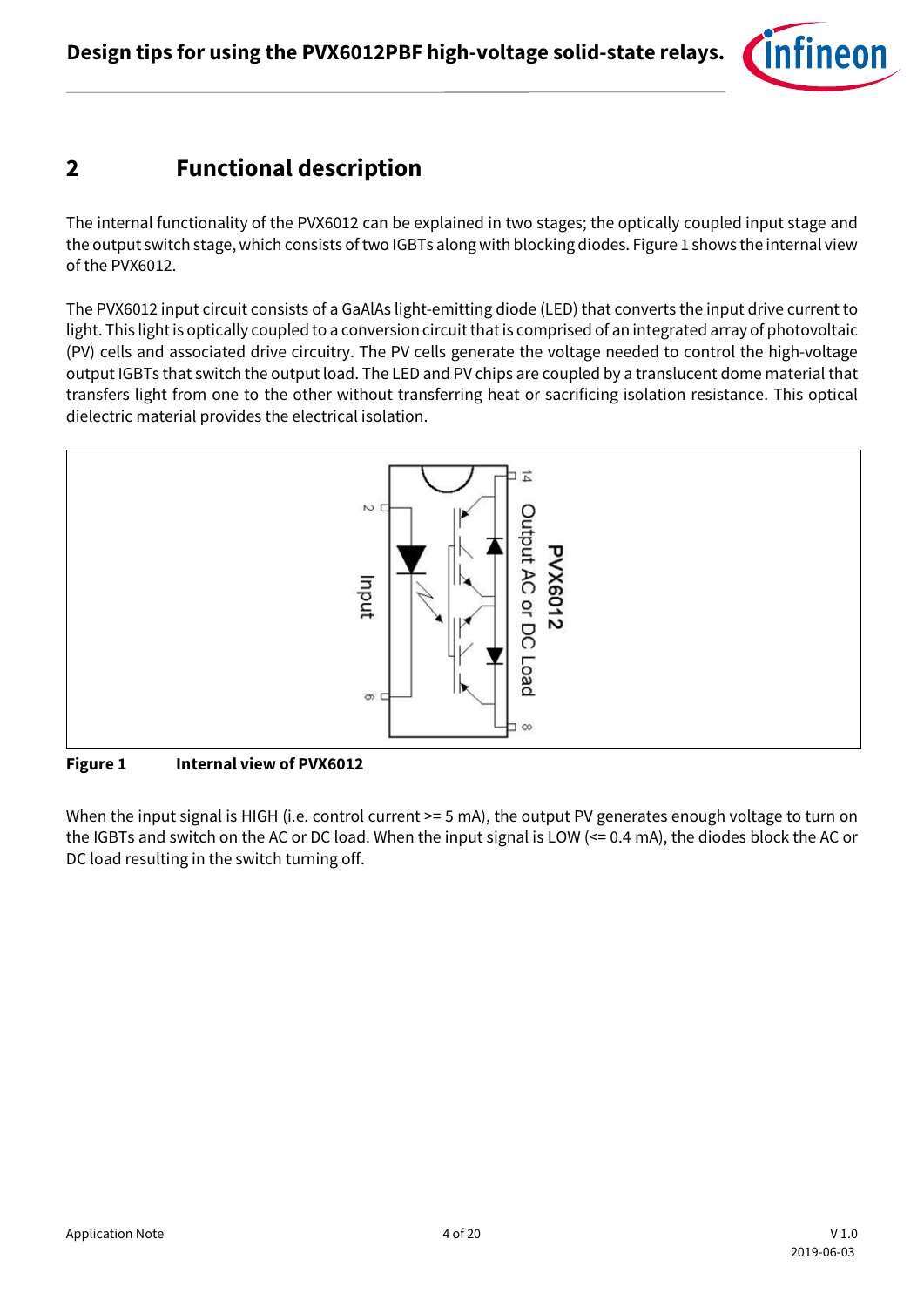# 2 Functional description

The internal functionality of the PVX6012 can be explained in two stages; the optically coupled input stage and the output switch stage, which consists of two IGBTs along with blocking diodes. Figure 1 shows the internal view of the PVX6012.

The PVX6012 input circuit consists of a GaAlAs light-emitting diode (LED) that converts the input drive current to light. This light is optically coupled to a conversion circuit that is comprised of an integrated array of photovoltaic (PV) cells and associated drive circuitry. The PV cells generate the voltage needed to control the high-voltage output IGBTs that switch the output load. The LED and PV chips are coupled by a translucent dome material that transfers light from one to the other without transferring heat or sacrificing isolation resistance. This optical dielectric material provides the electrical isolation.

**Figure 1 Internal view of PVX6012**

When the input signal is HIGH (i.e. control current >= 5 mA), the output PV generates enough voltage to turn on the IGBTs and switch on the AC or DC load. When the input signal is LOW (<= 0.4 mA), the diodes block the AC or DC load resulting in the switch turning off.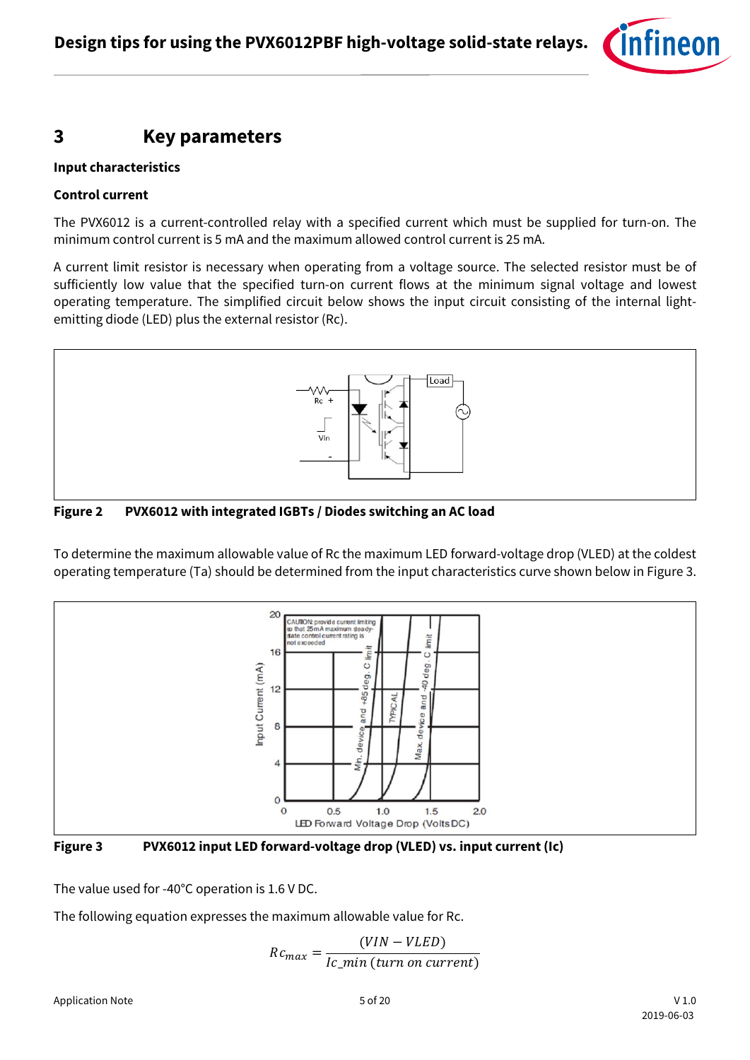## 3 Key parameters

**Input characteristics**

**Control current**

The PVX6012 is a current-controlled relay with a specified current which must be supplied for turn-on. The minimum control current is 5 mA and the maximum allowed control current is 25 mA.

A current limit resistor is necessary when operating from a voltage source. The selected resistor must be of sufficiently low value that the specified turn-on current flows at the minimum signal voltage and lowest operating temperature. The simplified circuit below shows the input circuit consisting of the internal light-emitting diode (LED) plus the external resistor (Rc).

**Figure 2 PVX6012 with integrated IGBTs / Diodes switching an AC load**

To determine the maximum allowable value of Rc the maximum LED forward-voltage drop (VLED) at the coldest operating temperature (Ta) should be determined from the input characteristics curve shown below in Figure 3.

**Figure 3 PVX6012 input LED forward-voltage drop (VLED) vs. input current (Ic)**

The value used for -40°C operation is 1.6 V DC.

The following equation expresses the maximum allowable value for Rc.

$$Rc_{max} = \frac{(VIN - VLED)}{Ic\_min\,(turn\ on\ current)}$$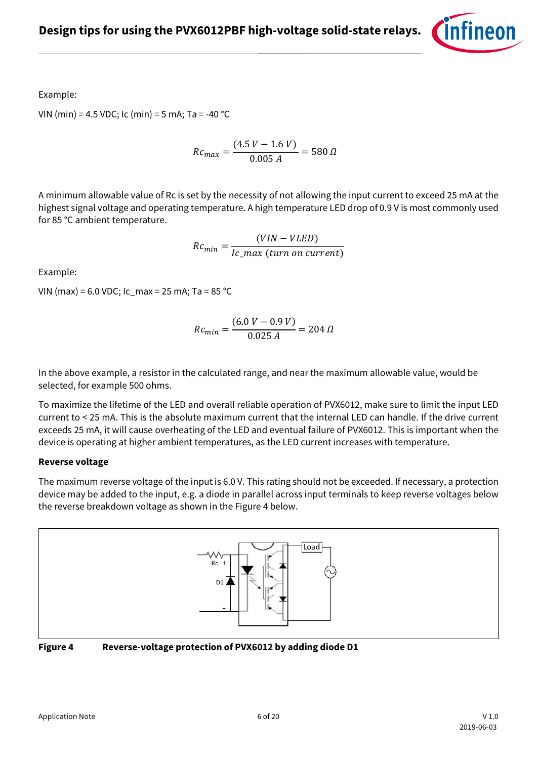Example:

VIN (min) = 4.5 VDC; Ic (min) = 5 mA; Ta = -40 °C

$$Rc_{max} = \frac{(4.5\ V - 1.6\ V)}{0.005\ A} = 580\ \Omega$$

A minimum allowable value of Rc is set by the necessity of not allowing the input current to exceed 25 mA at the highest signal voltage and operating temperature. A high temperature LED drop of 0.9 V is most commonly used for 85 °C ambient temperature.

$$Rc_{min} = \frac{(VIN - VLED)}{Ic\_max\ (turn\ on\ current)}$$

Example:

VIN (max) = 6.0 VDC; Ic_max = 25 mA; Ta = 85 °C

$$Rc_{min} = \frac{(6.0\ V - 0.9\ V)}{0.025\ A} = 204\ \Omega$$

In the above example, a resistor in the calculated range, and near the maximum allowable value, would be selected, for example 500 ohms.

To maximize the lifetime of the LED and overall reliable operation of PVX6012, make sure to limit the input LED current to < 25 mA. This is the absolute maximum current that the internal LED can handle. If the drive current exceeds 25 mA, it will cause overheating of the LED and eventual failure of PVX6012. This is important when the device is operating at higher ambient temperatures, as the LED current increases with temperature.

**Reverse voltage**

The maximum reverse voltage of the input is 6.0 V. This rating should not be exceeded. If necessary, a protection device may be added to the input, e.g. a diode in parallel across input terminals to keep reverse voltages below the reverse breakdown voltage as shown in the Figure 4 below.

**Figure 4** **Reverse-voltage protection of PVX6012 by adding diode D1**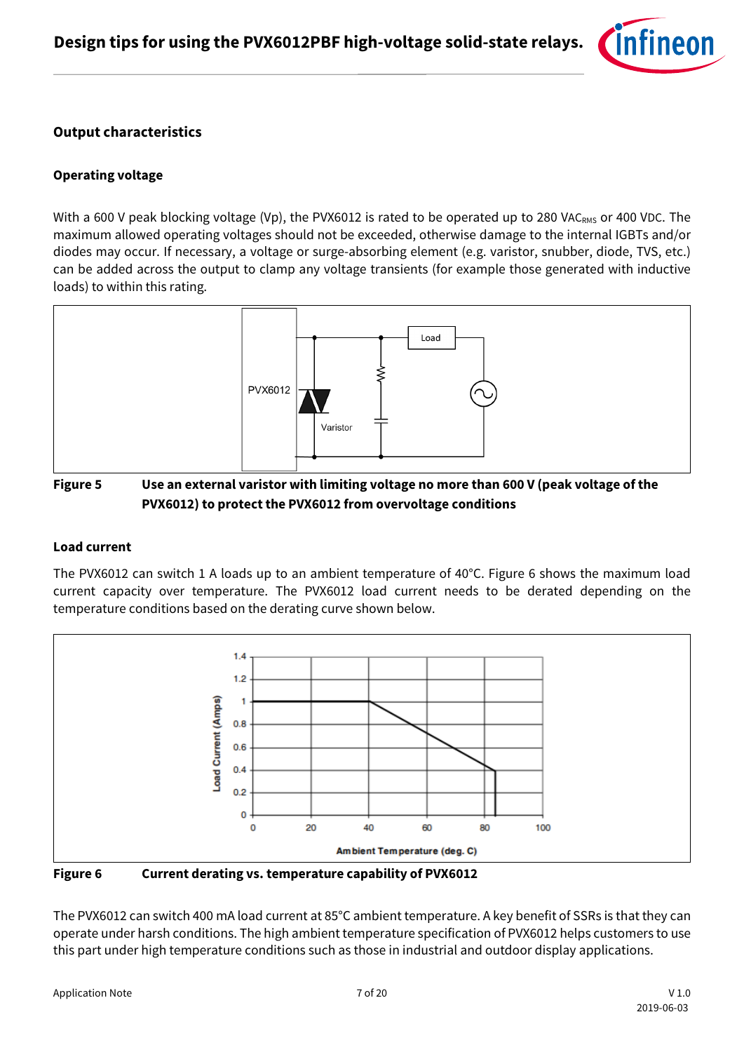## Output characteristics

### Operating voltage

With a 600 V peak blocking voltage (Vp), the PVX6012 is rated to be operated up to 280 $VAC_{RMS}$ or 400 VDC. The maximum allowed operating voltages should not be exceeded, otherwise damage to the internal IGBTs and/or diodes may occur. If necessary, a voltage or surge-absorbing element (e.g. varistor, snubber, diode, TVS, etc.) can be added across the output to clamp any voltage transients (for example those generated with inductive loads) to within this rating.

**Figure 5** **Use an external varistor with limiting voltage no more than 600 V (peak voltage of the PVX6012) to protect the PVX6012 from overvoltage conditions**

### Load current

The PVX6012 can switch 1 A loads up to an ambient temperature of 40°C. Figure 6 shows the maximum load current capacity over temperature. The PVX6012 load current needs to be derated depending on the temperature conditions based on the derating curve shown below.

**Figure 6** **Current derating vs. temperature capability of PVX6012**

The PVX6012 can switch 400 mA load current at 85°C ambient temperature. A key benefit of SSRs is that they can operate under harsh conditions. The high ambient temperature specification of PVX6012 helps customers to use this part under high temperature conditions such as those in industrial and outdoor display applications.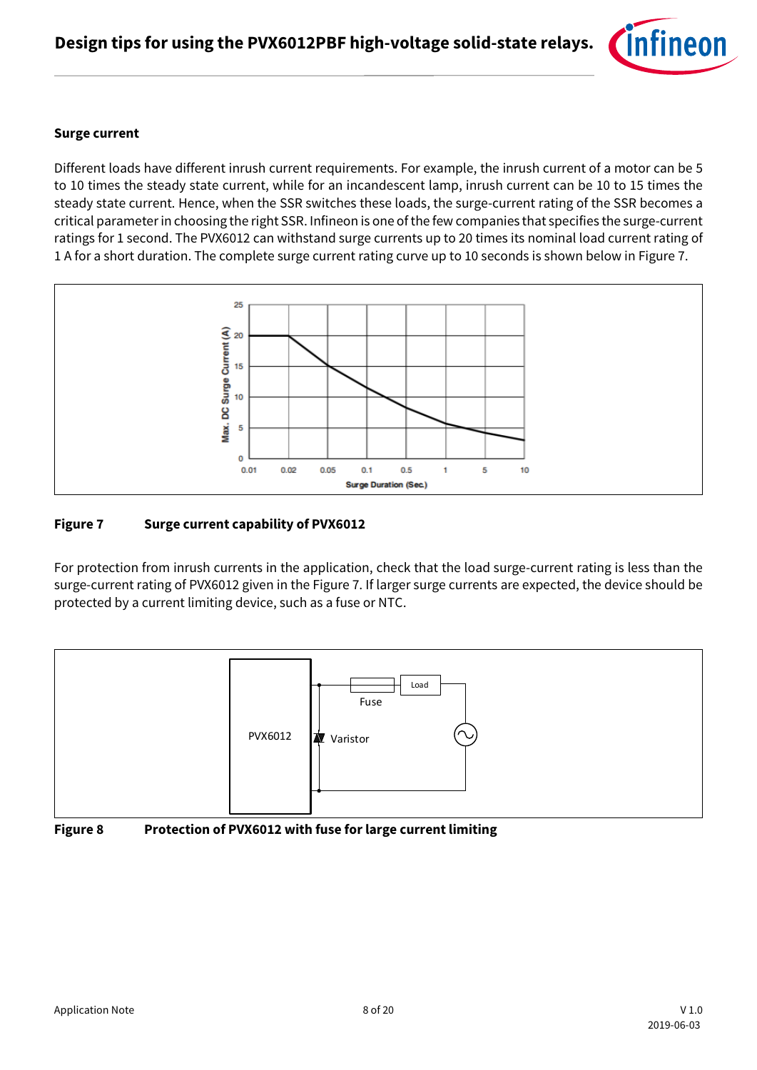## Surge current

Different loads have different inrush current requirements. For example, the inrush current of a motor can be 5 to 10 times the steady state current, while for an incandescent lamp, inrush current can be 10 to 15 times the steady state current. Hence, when the SSR switches these loads, the surge-current rating of the SSR becomes a critical parameter in choosing the right SSR. Infineon is one of the few companies that specifies the surge-current ratings for 1 second. The PVX6012 can withstand surge currents up to 20 times its nominal load current rating of 1 A for a short duration. The complete surge current rating curve up to 10 seconds is shown below in Figure 7.

**Figure 7 Surge current capability of PVX6012**

For protection from inrush currents in the application, check that the load surge-current rating is less than the surge-current rating of PVX6012 given in the Figure 7. If larger surge currents are expected, the device should be protected by a current limiting device, such as a fuse or NTC.

**Figure 8 Protection of PVX6012 with fuse for large current limiting**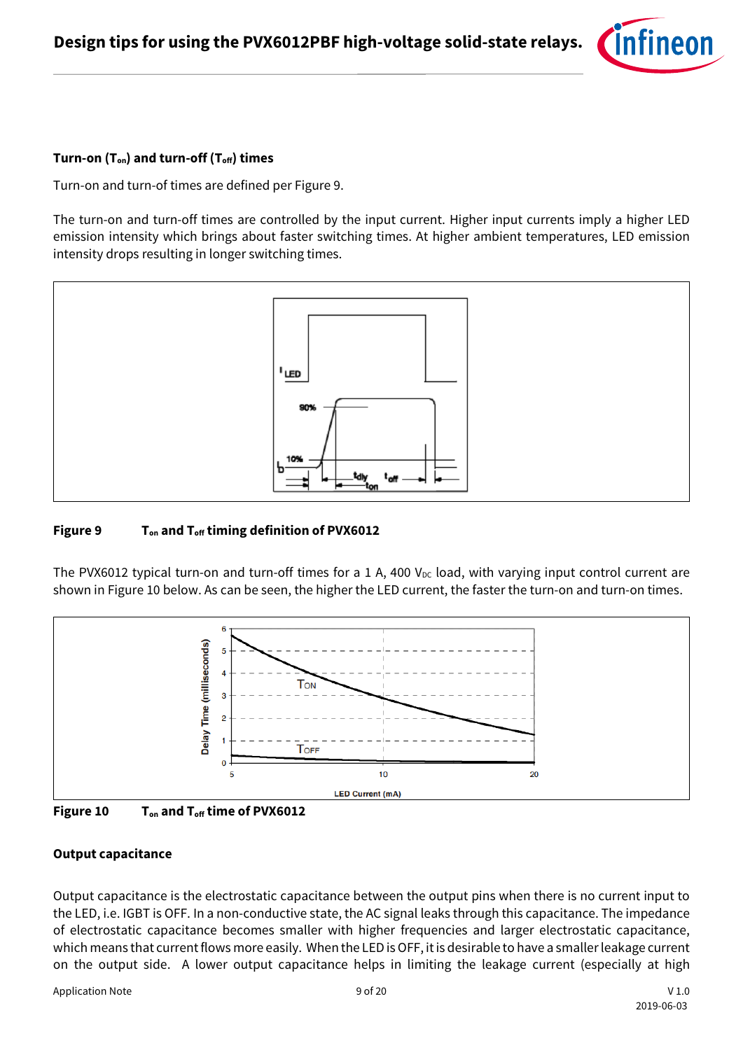**Turn-on ($T_{on}$) and turn-off ($T_{off}$) times**

Turn-on and turn-of times are defined per Figure 9.

The turn-on and turn-off times are controlled by the input current. Higher input currents imply a higher LED emission intensity which brings about faster switching times. At higher ambient temperatures, LED emission intensity drops resulting in longer switching times.

**Figure 9** **$T_{on}$ and $T_{off}$ timing definition of PVX6012**

The PVX6012 typical turn-on and turn-off times for a 1 A, 400 $V_{DC}$ load, with varying input control current are shown in Figure 10 below. As can be seen, the higher the LED current, the faster the turn-on and turn-on times.

**Figure 10** **$T_{on}$ and $T_{off}$ time of PVX6012**

**Output capacitance**

Output capacitance is the electrostatic capacitance between the output pins when there is no current input to the LED, i.e. IGBT is OFF. In a non-conductive state, the AC signal leaks through this capacitance. The impedance of electrostatic capacitance becomes smaller with higher frequencies and larger electrostatic capacitance, which means that current flows more easily. When the LED is OFF, it is desirable to have a smaller leakage current on the output side. A lower output capacitance helps in limiting the leakage current (especially at high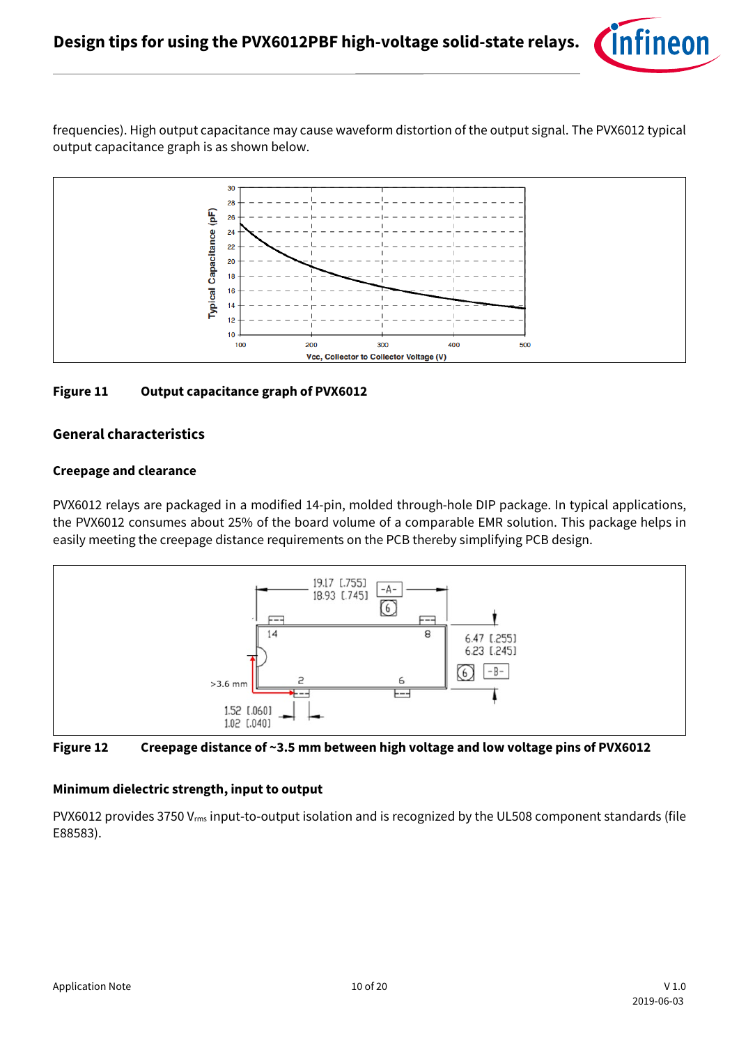frequencies). High output capacitance may cause waveform distortion of the output signal. The PVX6012 typical output capacitance graph is as shown below.

**Figure 11 Output capacitance graph of PVX6012**

## General characteristics

### Creepage and clearance

PVX6012 relays are packaged in a modified 14-pin, molded through-hole DIP package. In typical applications, the PVX6012 consumes about 25% of the board volume of a comparable EMR solution. This package helps in easily meeting the creepage distance requirements on the PCB thereby simplifying PCB design.

**Figure 12 Creepage distance of ~3.5 mm between high voltage and low voltage pins of PVX6012**

### Minimum dielectric strength, input to output

PVX6012 provides 3750 $V_{rms}$ input-to-output isolation and is recognized by the UL508 component standards (file E88583).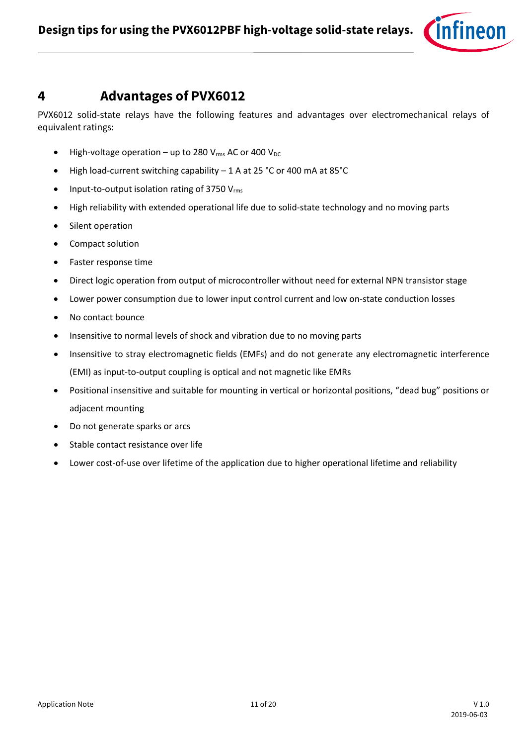# 4 Advantages of PVX6012

PVX6012 solid-state relays have the following features and advantages over electromechanical relays of equivalent ratings:

- High-voltage operation – up to 280 $V_{rms}$ AC or 400 $V_{DC}$
- High load-current switching capability – 1 A at 25 °C or 400 mA at 85°C
- Input-to-output isolation rating of 3750 $V_{rms}$
- High reliability with extended operational life due to solid-state technology and no moving parts
- Silent operation
- Compact solution
- Faster response time
- Direct logic operation from output of microcontroller without need for external NPN transistor stage
- Lower power consumption due to lower input control current and low on-state conduction losses
- No contact bounce
- Insensitive to normal levels of shock and vibration due to no moving parts
- Insensitive to stray electromagnetic fields (EMFs) and do not generate any electromagnetic interference (EMI) as input-to-output coupling is optical and not magnetic like EMRs
- Positional insensitive and suitable for mounting in vertical or horizontal positions, "dead bug" positions or adjacent mounting
- Do not generate sparks or arcs
- Stable contact resistance over life
- Lower cost-of-use over lifetime of the application due to higher operational lifetime and reliability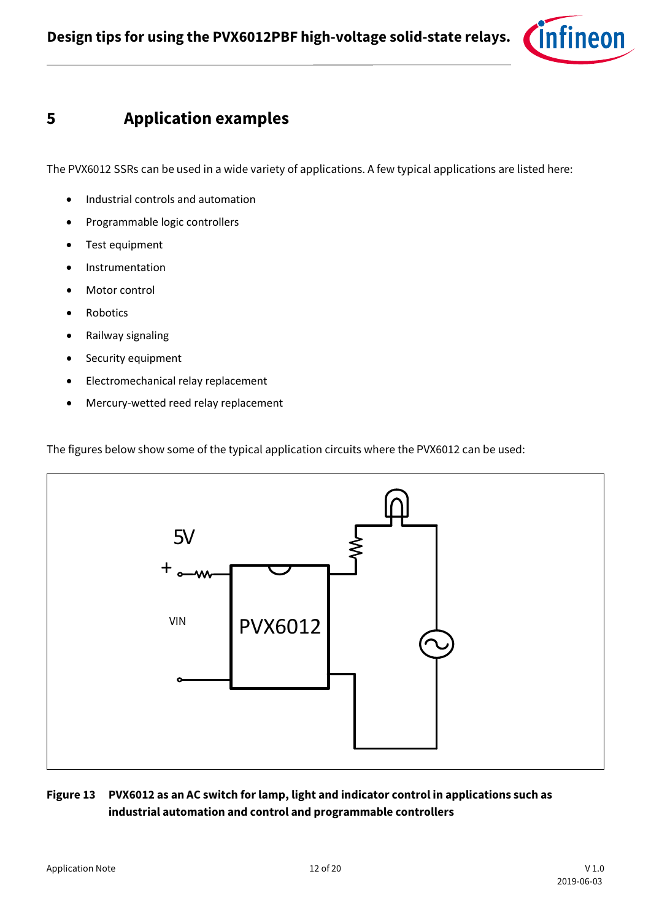# 5 Application examples

The PVX6012 SSRs can be used in a wide variety of applications. A few typical applications are listed here:

- Industrial controls and automation
- Programmable logic controllers
- Test equipment
- Instrumentation
- Motor control
- Robotics
- Railway signaling
- Security equipment
- Electromechanical relay replacement
- Mercury-wetted reed relay replacement

The figures below show some of the typical application circuits where the PVX6012 can be used:

**Figure 13 PVX6012 as an AC switch for lamp, light and indicator control in applications such as industrial automation and control and programmable controllers**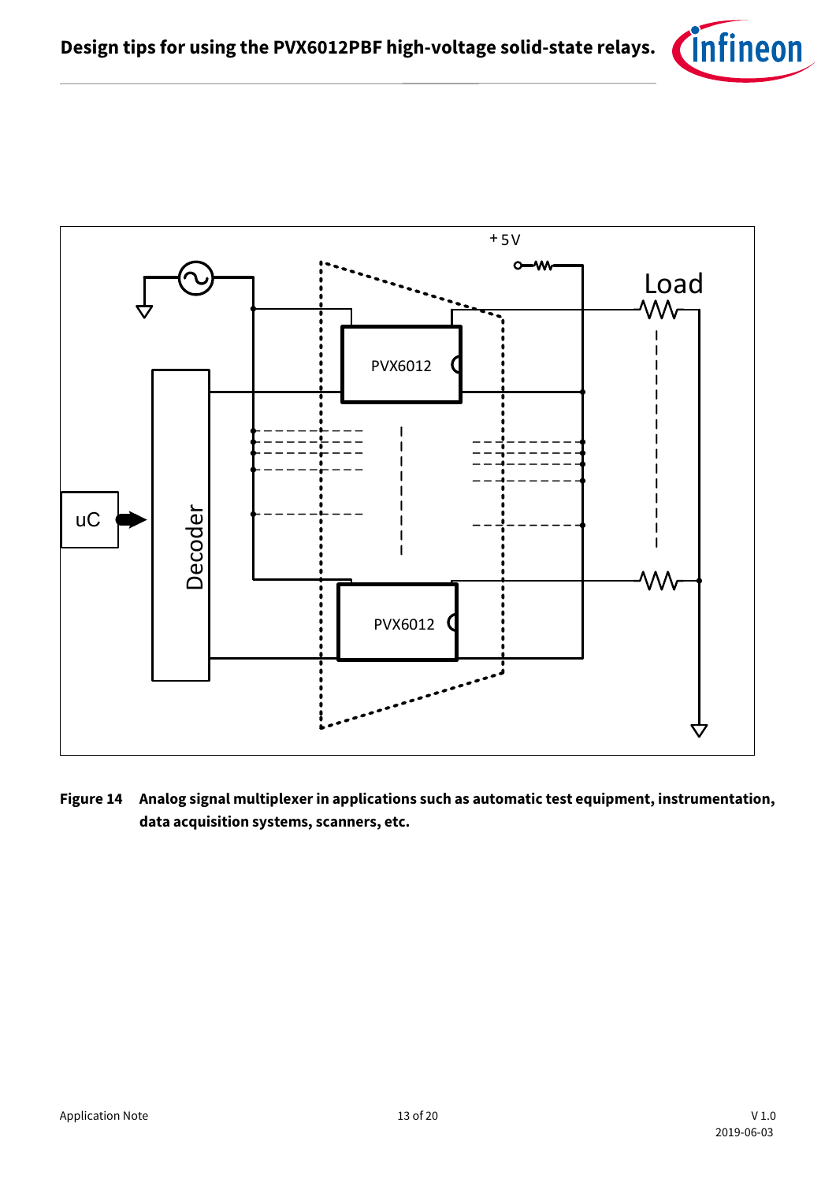**Figure 14 Analog signal multiplexer in applications such as automatic test equipment, instrumentation, data acquisition systems, scanners, etc.**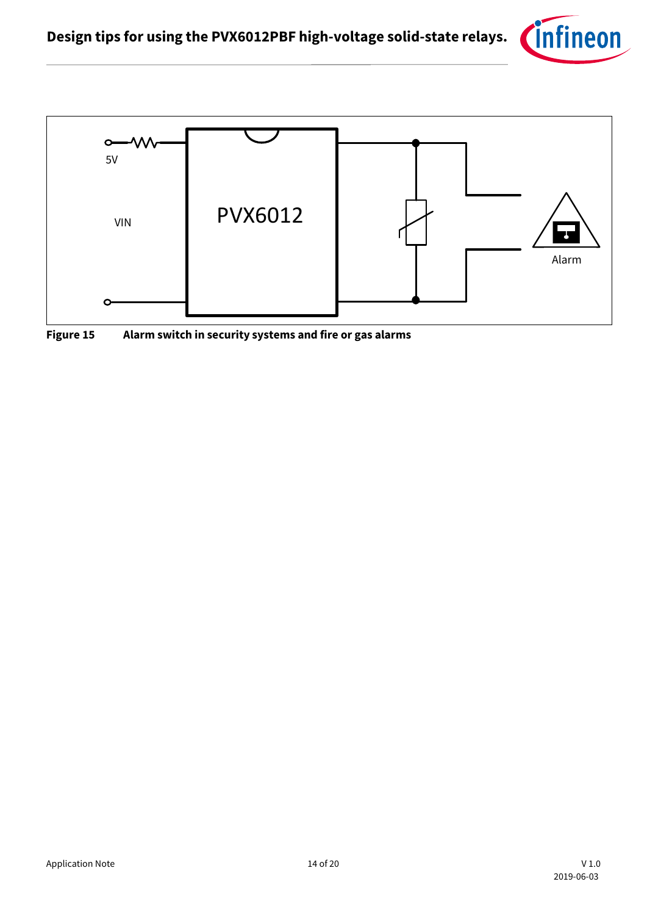5V

VIN

PVX6012

Alarm

**Figure 15 Alarm switch in security systems and fire or gas alarms**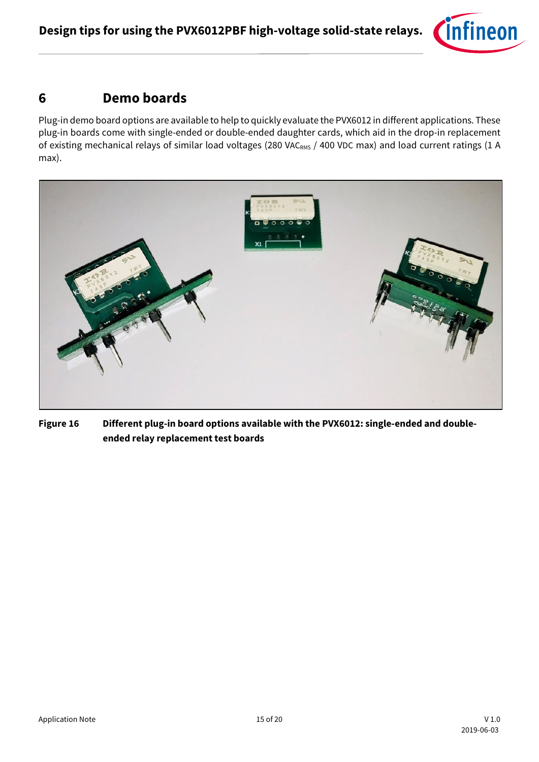# 6 Demo boards

Plug-in demo board options are available to help to quickly evaluate the PVX6012 in different applications. These plug-in boards come with single-ended or double-ended daughter cards, which aid in the drop-in replacement of existing mechanical relays of similar load voltages (280 $VAC_{RMS}$ / 400 VDC max) and load current ratings (1 A max).

**Figure 16 Different plug-in board options available with the PVX6012: single-ended and double-ended relay replacement test boards**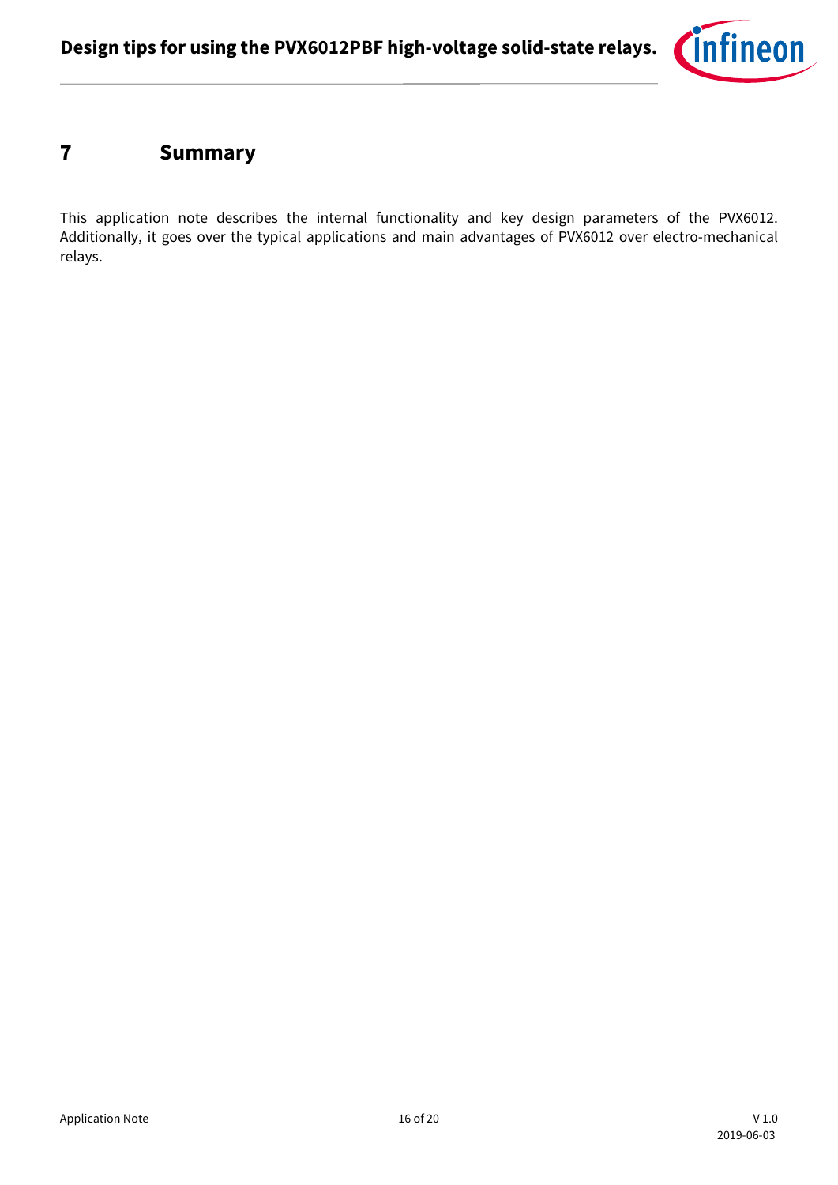# 7 Summary

This application note describes the internal functionality and key design parameters of the PVX6012. Additionally, it goes over the typical applications and main advantages of PVX6012 over electro-mechanical relays.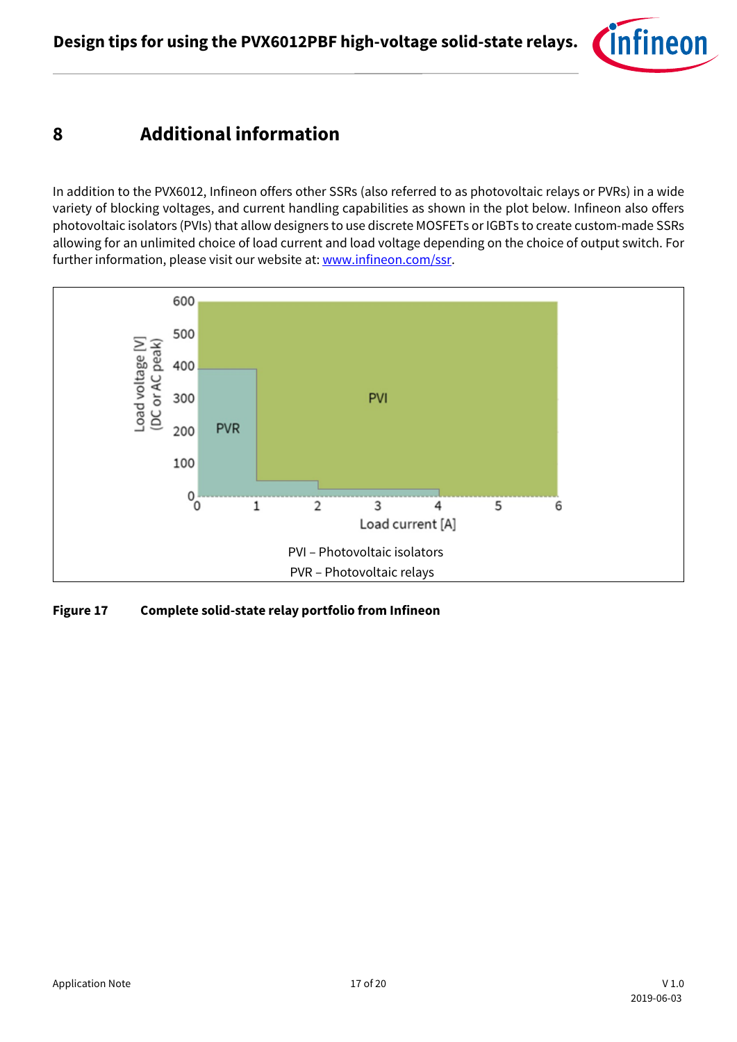# 8 Additional information

In addition to the PVX6012, Infineon offers other SSRs (also referred to as photovoltaic relays or PVRs) in a wide variety of blocking voltages, and current handling capabilities as shown in the plot below. Infineon also offers photovoltaic isolators (PVIs) that allow designers to use discrete MOSFETs or IGBTs to create custom-made SSRs allowing for an unlimited choice of load current and load voltage depending on the choice of output switch. For further information, please visit our website at: [www.infineon.com/ssr](www.infineon.com/ssr).

PVI – Photovoltaic isolators

PVR – Photovoltaic relays

**Figure 17 Complete solid-state relay portfolio from Infineon**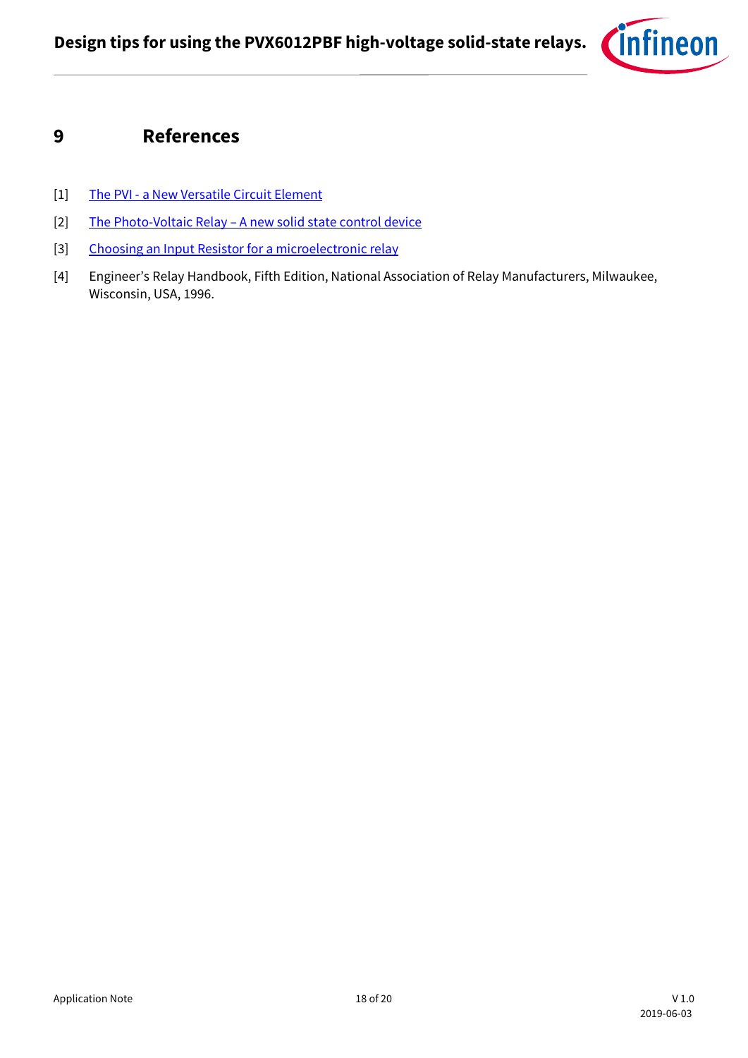# 9 References

[1] The PVI - a New Versatile Circuit Element

[2] The Photo-Voltaic Relay – A new solid state control device

[3] Choosing an Input Resistor for a microelectronic relay

[4] Engineer's Relay Handbook, Fifth Edition, National Association of Relay Manufacturers, Milwaukee, Wisconsin, USA, 1996.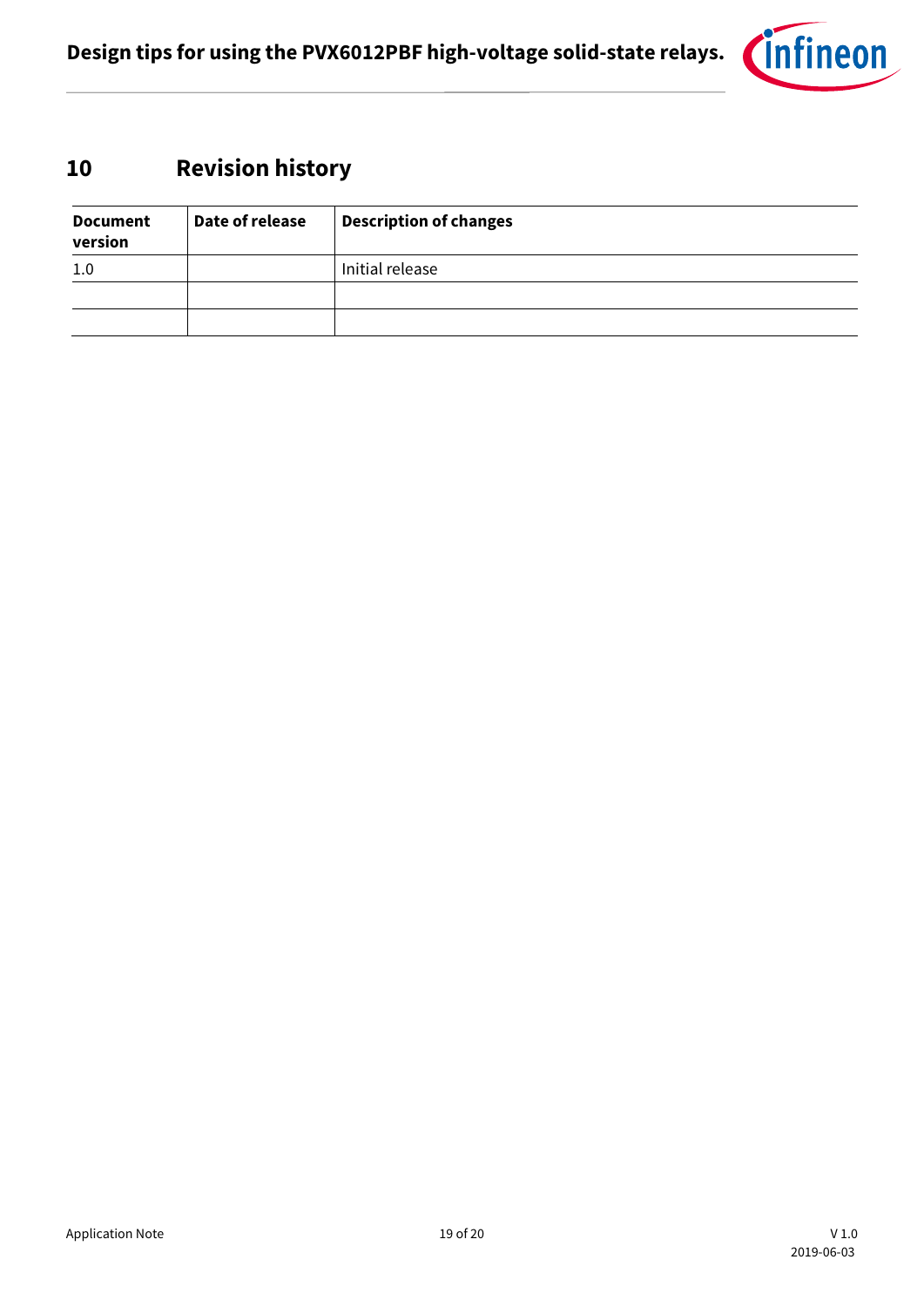## 10 Revision history

| Document version | Date of release | Description of changes |
|---|---|---|
| 1.0 | | Initial release |
| | | |
| | | |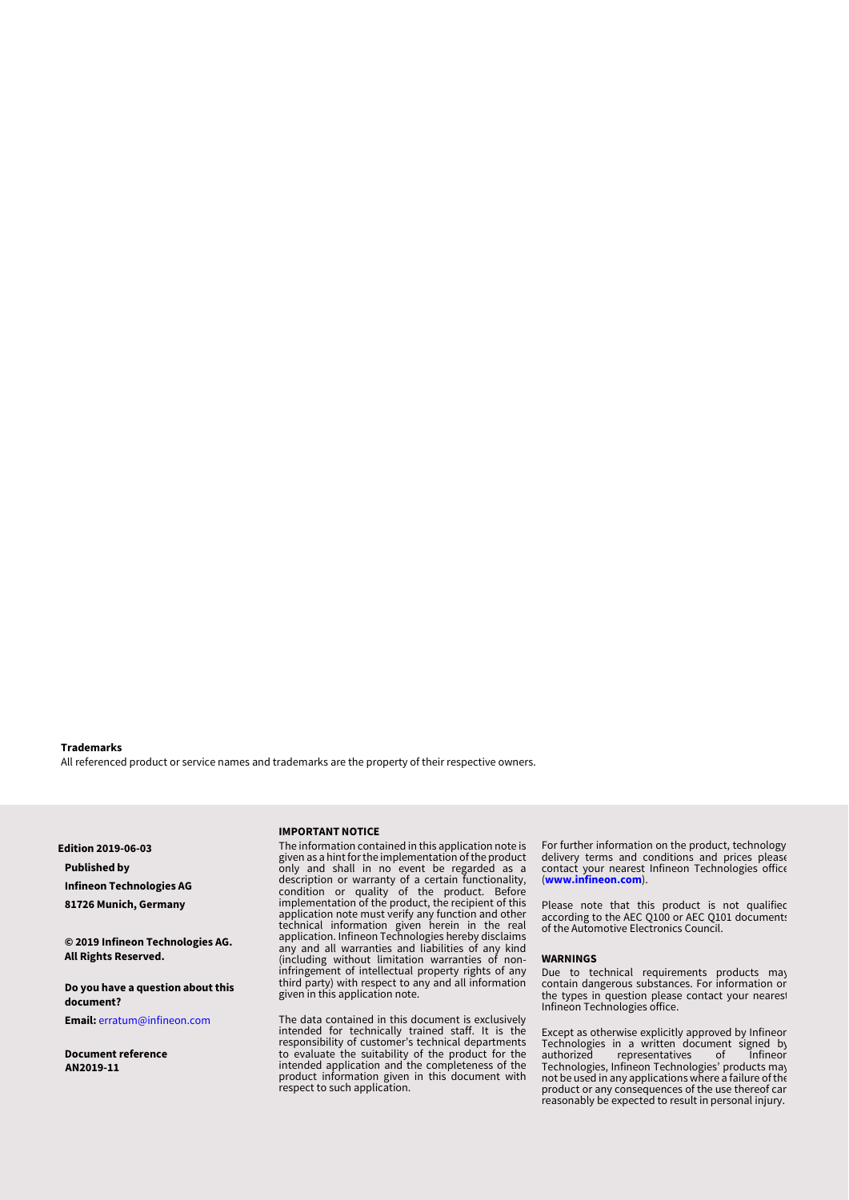**Trademarks**

All referenced product or service names and trademarks are the property of their respective owners.

**Edition 2019-06-03**

**Published by**

**Infineon Technologies AG**

**81726 Munich, Germany**

**© 2019 Infineon Technologies AG. All Rights Reserved.**

**Do you have a question about this document?**

**Email:** erratum@infineon.com

**Document reference AN2019-11**

**IMPORTANT NOTICE**

The information contained in this application note is given as a hint for the implementation of the product only and shall in no event be regarded as a description or warranty of a certain functionality, condition or quality of the product. Before implementation of the product, the recipient of this application note must verify any function and other technical information given herein in the real application. Infineon Technologies hereby disclaims any and all warranties and liabilities of any kind (including without limitation warranties of non-infringement of intellectual property rights of any third party) with respect to any and all information given in this application note.

The data contained in this document is exclusively intended for technically trained staff. It is the responsibility of customer's technical departments to evaluate the suitability of the product for the intended application and the completeness of the product information given in this document with respect to such application.

For further information on the product, technology, delivery terms and conditions and prices please contact your nearest Infineon Technologies office (**www.infineon.com**).

Please note that this product is not qualified according to the AEC Q100 or AEC Q101 documents of the Automotive Electronics Council.

**WARNINGS**

Due to technical requirements products may contain dangerous substances. For information on the types in question please contact your nearest Infineon Technologies office.

Except as otherwise explicitly approved by Infineon Technologies in a written document signed by authorized representatives of Infineon Technologies, Infineon Technologies' products may not be used in any applications where a failure of the product or any consequences of the use thereof can reasonably be expected to result in personal injury.